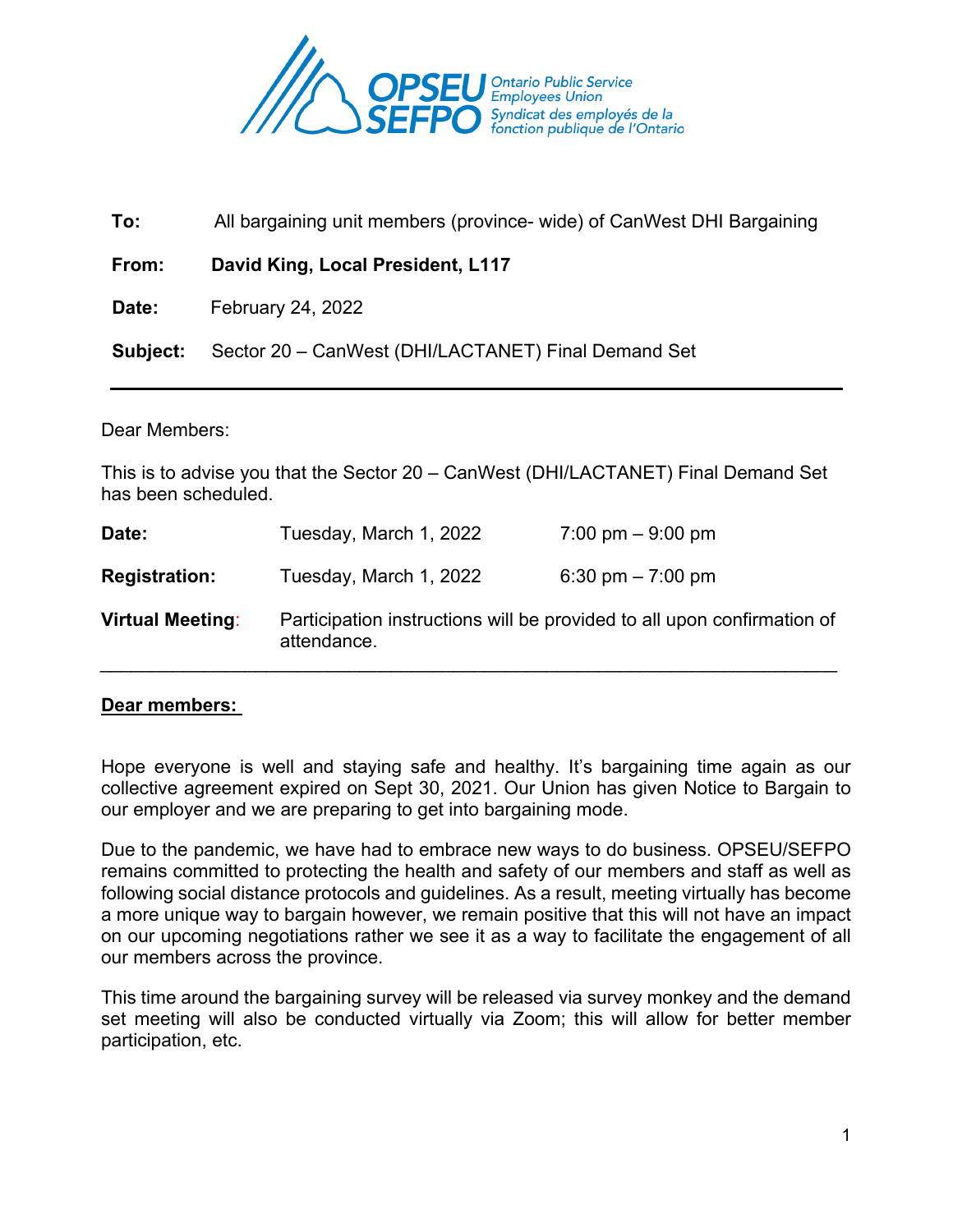OPSEU SEFPO Ontario Public Service Employees Union Syndicat des employés de la fonction publique de l'Ontario

| | |
|---|---|
| **To:** | All bargaining unit members (province- wide) of CanWest DHI Bargaining |
| **From:** | **David King, Local President, L117** |
| **Date:** | February 24, 2022 |
| **Subject:** | Sector 20 – CanWest (DHI/LACTANET) Final Demand Set |

---

Dear Members:

This is to advise you that the Sector 20 – CanWest (DHI/LACTANET) Final Demand Set has been scheduled.

| | | |
|---|---|---|
| **Date:** | Tuesday, March 1, 2022 | 7:00 pm – 9:00 pm |
| **Registration:** | Tuesday, March 1, 2022 | 6:30 pm – 7:00 pm |
| **Virtual Meeting:** | Participation instructions will be provided to all upon confirmation of attendance. | |

---

**Dear members:**

Hope everyone is well and staying safe and healthy. It's bargaining time again as our collective agreement expired on Sept 30, 2021. Our Union has given Notice to Bargain to our employer and we are preparing to get into bargaining mode.

Due to the pandemic, we have had to embrace new ways to do business. OPSEU/SEFPO remains committed to protecting the health and safety of our members and staff as well as following social distance protocols and guidelines. As a result, meeting virtually has become a more unique way to bargain however, we remain positive that this will not have an impact on our upcoming negotiations rather we see it as a way to facilitate the engagement of all our members across the province.

This time around the bargaining survey will be released via survey monkey and the demand set meeting will also be conducted virtually via Zoom; this will allow for better member participation, etc.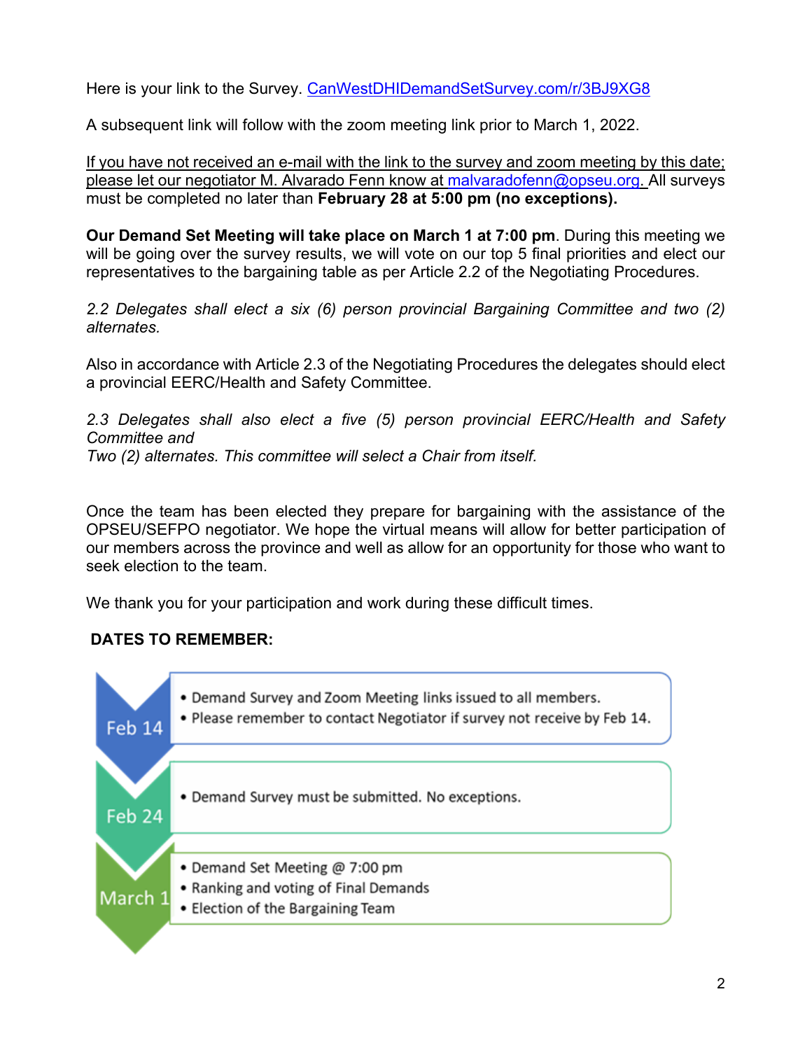Here is your link to the Survey. [CanWestDHIDemandSetSurvey.com/r/3BJ9XG8](CanWestDHIDemandSetSurvey.com/r/3BJ9XG8)

A subsequent link will follow with the zoom meeting link prior to March 1, 2022.

If you have not received an e-mail with the link to the survey and zoom meeting by this date; please let our negotiator M. Alvarado Fenn know at [malvaradofenn@opseu.org](mailto:malvaradofenn@opseu.org). All surveys must be completed no later than **February 28 at 5:00 pm (no exceptions).**

**Our Demand Set Meeting will take place on March 1 at 7:00 pm**. During this meeting we will be going over the survey results, we will vote on our top 5 final priorities and elect our representatives to the bargaining table as per Article 2.2 of the Negotiating Procedures.

*2.2 Delegates shall elect a six (6) person provincial Bargaining Committee and two (2) alternates.*

Also in accordance with Article 2.3 of the Negotiating Procedures the delegates should elect a provincial EERC/Health and Safety Committee.

*2.3 Delegates shall also elect a five (5) person provincial EERC/Health and Safety Committee and*
*Two (2) alternates. This committee will select a Chair from itself.*

Once the team has been elected they prepare for bargaining with the assistance of the OPSEU/SEFPO negotiator. We hope the virtual means will allow for better participation of our members across the province and well as allow for an opportunity for those who want to seek election to the team.

We thank you for your participation and work during these difficult times.

**DATES TO REMEMBER:**

**Feb 14**
- Demand Survey and Zoom Meeting links issued to all members.
- Please remember to contact Negotiator if survey not receive by Feb 14.

**Feb 24**
- Demand Survey must be submitted. No exceptions.

**March 1**
- Demand Set Meeting @ 7:00 pm
- Ranking and voting of Final Demands
- Election of the Bargaining Team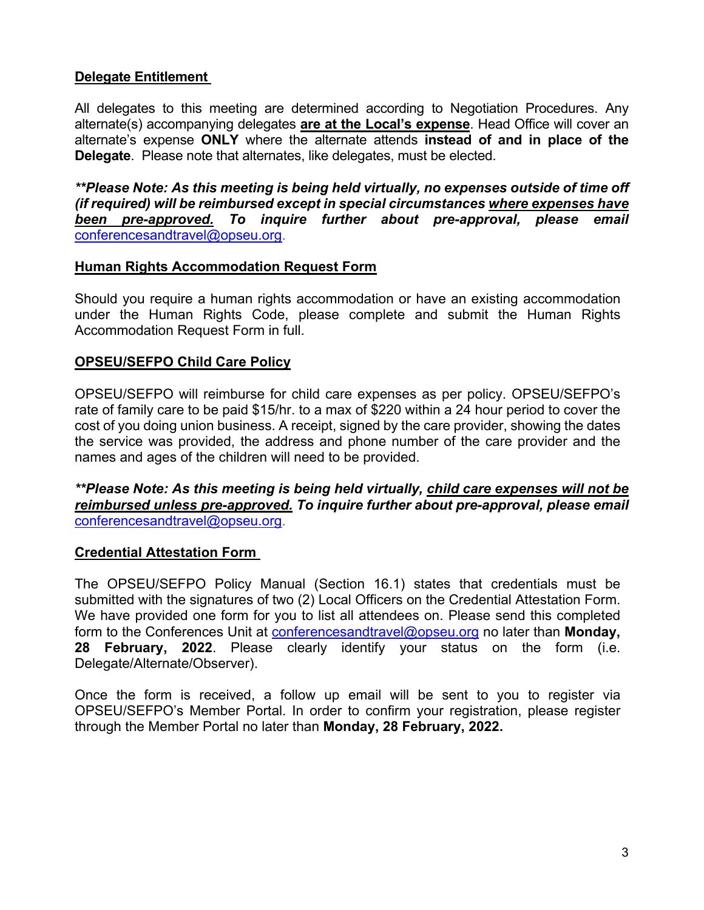## <u>Delegate Entitlement</u>

All delegates to this meeting are determined according to Negotiation Procedures. Any alternate(s) accompanying delegates **<u>are at the Local's expense</u>**. Head Office will cover an alternate's expense **ONLY** where the alternate attends **instead of and in place of the Delegate**. Please note that alternates, like delegates, must be elected.

***\*\*Please Note: As this meeting is being held virtually, no expenses outside of time off (if required) will be reimbursed except in special circumstances <u>where expenses have been pre-approved.</u> To inquire further about pre-approval, please email*** [conferencesandtravel@opseu.org](mailto:conferencesandtravel@opseu.org).

## <u>Human Rights Accommodation Request Form</u>

Should you require a human rights accommodation or have an existing accommodation under the Human Rights Code, please complete and submit the Human Rights Accommodation Request Form in full.

## <u>OPSEU/SEFPO Child Care Policy</u>

OPSEU/SEFPO will reimburse for child care expenses as per policy. OPSEU/SEFPO's rate of family care to be paid $15/hr. to a max of $220 within a 24 hour period to cover the cost of you doing union business. A receipt, signed by the care provider, showing the dates the service was provided, the address and phone number of the care provider and the names and ages of the children will need to be provided.

***\*\*Please Note: As this meeting is being held virtually, <u>child care expenses will not be reimbursed unless pre-approved.</u> To inquire further about pre-approval, please email*** [conferencesandtravel@opseu.org](mailto:conferencesandtravel@opseu.org).

## <u>Credential Attestation Form</u>

The OPSEU/SEFPO Policy Manual (Section 16.1) states that credentials must be submitted with the signatures of two (2) Local Officers on the Credential Attestation Form. We have provided one form for you to list all attendees on. Please send this completed form to the Conferences Unit at [conferencesandtravel@opseu.org](mailto:conferencesandtravel@opseu.org) no later than **Monday, 28 February, 2022**. Please clearly identify your status on the form (i.e. Delegate/Alternate/Observer).

Once the form is received, a follow up email will be sent to you to register via OPSEU/SEFPO's Member Portal. In order to confirm your registration, please register through the Member Portal no later than **Monday, 28 February, 2022.**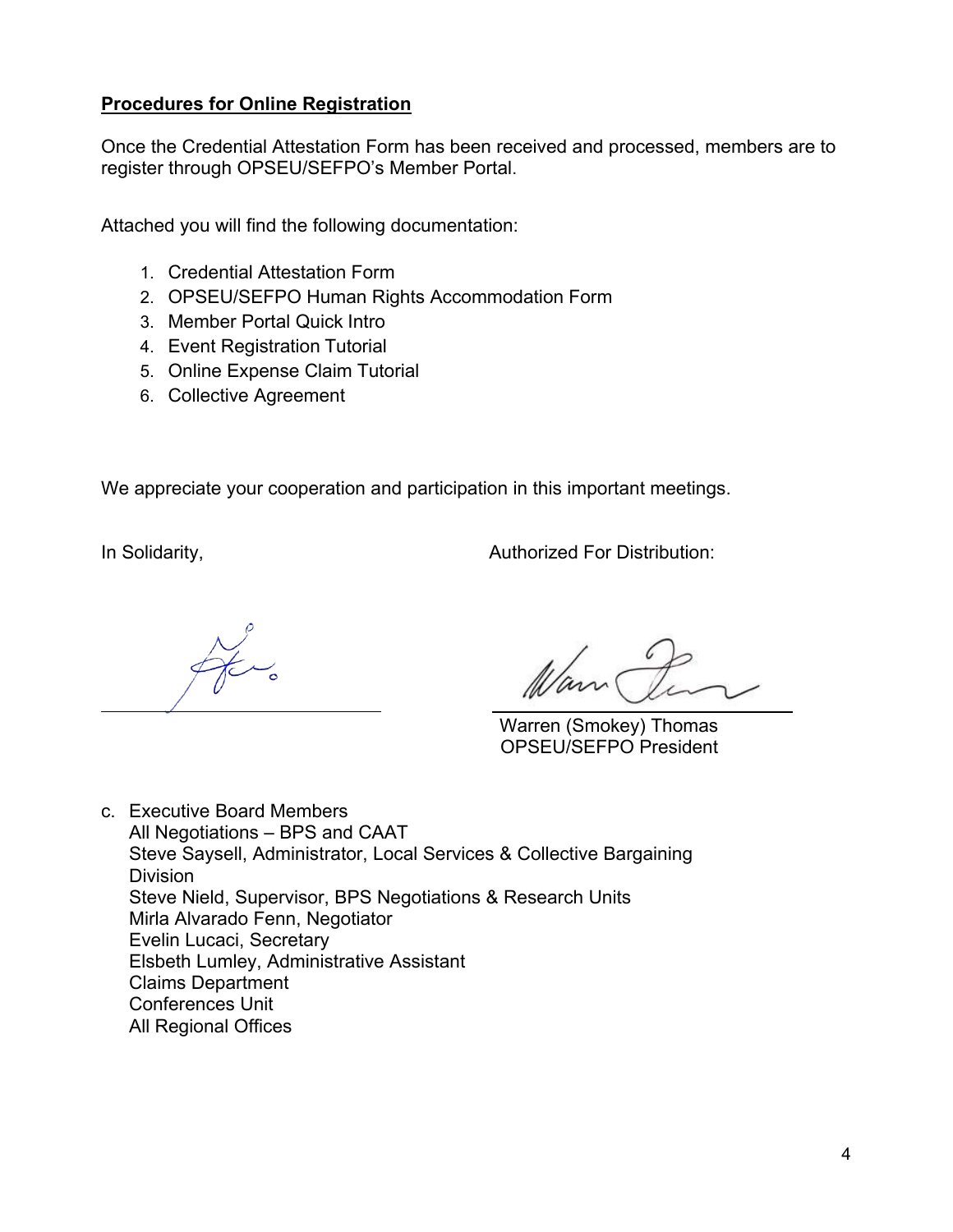**Procedures for Online Registration**

Once the Credential Attestation Form has been received and processed, members are to register through OPSEU/SEFPO's Member Portal.

Attached you will find the following documentation:

1. Credential Attestation Form
2. OPSEU/SEFPO Human Rights Accommodation Form
3. Member Portal Quick Intro
4. Event Registration Tutorial
5. Online Expense Claim Tutorial
6. Collective Agreement

We appreciate your cooperation and participation in this important meetings.

In Solidarity,

Authorized For Distribution:

Warren (Smokey) Thomas
OPSEU/SEFPO President

c. Executive Board Members
All Negotiations – BPS and CAAT
Steve Saysell, Administrator, Local Services & Collective Bargaining Division
Steve Nield, Supervisor, BPS Negotiations & Research Units
Mirla Alvarado Fenn, Negotiator
Evelin Lucaci, Secretary
Elsbeth Lumley, Administrative Assistant
Claims Department
Conferences Unit
All Regional Offices